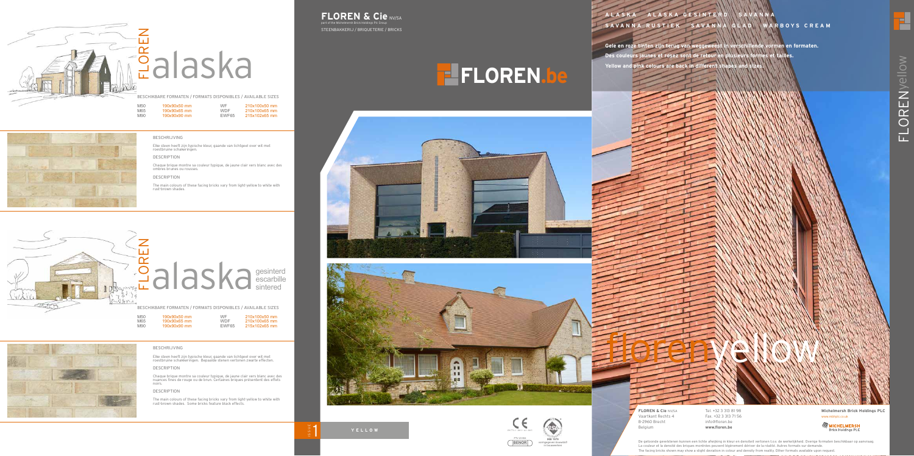# FLOREN alaska

BESCHIKBARE FORMATEN / FORMATS DISPONIBLES / AVAILABLE SIZES

| | | | |
|---|---|---|---|
| M50 | 190x90x50 mm | WF | 210x100x50 mm |
| M65 | 190x90x65 mm | WDF | 210x100x65 mm |
| M90 | 190x90x90 mm | EWF65 | 215x102x65 mm |

BESCHRIJVING

Elke steen heeft zijn typische kleur, gaande van lichtgeel over wit met roestbruine schakeringen.

DESCRIPTION

Chaque brique montre sa couleur typique, de jaune clair vers blanc avec des ombres brunes ou rousses.

DESCRIPTION

The main colours of these facing bricks vary from light-yellow to white with rust-brown shades.

# FLOREN alaska gesinterd escarbille sintered

BESCHIKBARE FORMATEN / FORMATS DISPONIBLES / AVAILABLE SIZES

| | | | |
|---|---|---|---|
| M50 | 190x90x50 mm | WF | 210x100x50 mm |
| M65 | 190x90x65 mm | WDF | 210x100x65 mm |
| M90 | 190x90x90 mm | EWF65 | 215x102x65 mm |

BESCHRIJVING

Elke steen heeft zijn typische kleur, gaande van lichtgeel over wit met roestbruine schakeringen. Bepaalde stenen vertonen zwarte effecten.

DESCRIPTION

Chaque brique montre sa couleur typique, de jaune clair vers blanc avec des nuances fines de rouge ou de brun. Certaines briques présentent des effets noirs.

DESCRIPTION

The main colours of these facing bricks vary from light-yellow to white with rust-brown shades. Some bricks feature black effects.

**FLOREN & Cie** NV/SA
part of the Michelmersh Brick Holdings Plc Group
STEENBAKKERIJ / BRIQUETERIE / BRICKS

FLOREN.be

ISSUE 1

YELLOW

PTV 23-002
BENOR

**ALASKA ALASKA GESINTERD SAVANNA SAVANNA RUSTIEK SAVANNA GLAD WARBOYS CREAM**

**Gele en roze tinten zijn terug van weggeweest in verschillende vormen en formaten.**
**Des couleurs jaunes et rosez sont de retour en plusieurs formes et tailles.**
**Yellow and pink colours are back in different shapes and sizes.**

# florenyellow

**FLOREN & Cie** NV/SA
Vaartkant Rechts 4
B-2960 Brecht
Belgium

Tel. +32 3 313 81 98
Fax. +32 3 313 71 56
info@floren.be
**www.floren.be**

**Michelmersh Brick Holdings PLC**
www.mbhplc.co.uk

De getoonde gevelstenen kunnen een lichte afwijking in kleur en densiteit vertonen t.o.v. de werkelijkheid. Overige formaten beschikbaar op aanvraag.
La couleur et la densité des briques montrées peuvent légèrement dévnier de la réalité. Autres formats sur demande.
The facing bricks shown may show a slight deviation in colour and density from reality. Other formats available upon request.

FLORENyellow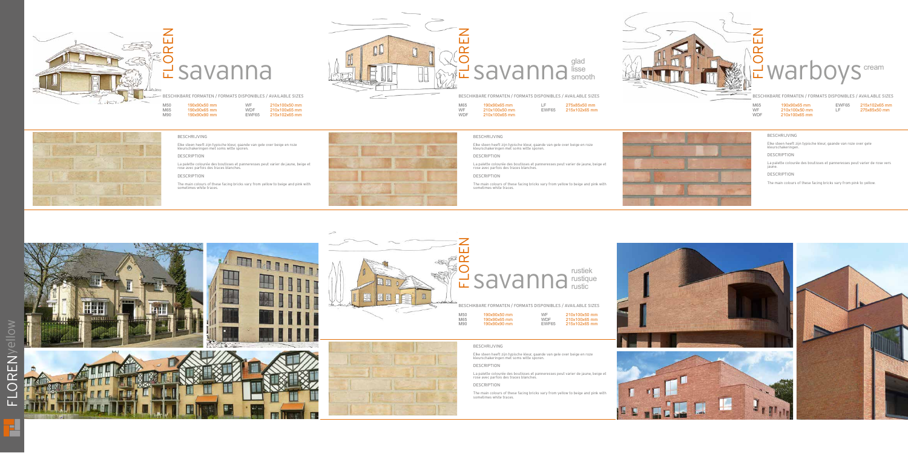## FLOREN savanna

BESCHIKBARE FORMATEN / FORMATS DISPONIBLES / AVAILABLE SIZES

| | | | |
|---|---|---|---|
| M50 | 190x90x50 mm | WF | 210x100x50 mm |
| M65 | 190x90x65 mm | WDF | 210x100x65 mm |
| M90 | 190x90x90 mm | EWF65 | 215x102x65 mm |

BESCHRIJVING

Elke steen heeft zijn typische kleur, gaande van gele over beige en roze kleurschakeringen met soms witte sporen.

DESCRIPTION

La palette colourée des boutisses et panneresses peut varier de jaune, beige et rose avec parfois des traces blanches.

DESCRIPTION

The main colours of these facing bricks vary from yellow to beige and pink with sometimes white traces.

## FLOREN savanna glad lisse smooth

BESCHIKBARE FORMATEN / FORMATS DISPONIBLES / AVAILABLE SIZES

| | | | |
|---|---|---|---|
| M65 | 190x90x65 mm | LF | 275x85x50 mm |
| WF | 210x100x50 mm | EWF65 | 215x102x65 mm |
| WDF | 210x100x65 mm | | |

BESCHRIJVING

Elke steen heeft zijn typische kleur, gaande van gele over beige en roze kleurschakeringen met soms witte sporen.

DESCRIPTION

La palette colourée des boutisses et panneresses peut varier de jaune, beige et rose avec parfois des traces blanches.

DESCRIPTION

The main colours of these facing bricks vary from yellow to beige and pink with sometimes white traces.

## FLOREN warboys cream

BESCHIKBARE FORMATEN / FORMATS DISPONIBLES / AVAILABLE SIZES

| | | | |
|---|---|---|---|
| M65 | 190x90x65 mm | EWF65 | 215x102x65 mm |
| WF | 210x100x50 mm | LF | 275x85x50 mm |
| WDF | 210x100x65 mm | | |

BESCHRIJVING

Elke steen heeft zijn typische kleur, gaande van roze over gele kleurschakeringen.

DESCRIPTION

La palette colourée des boutisses et panneresses peut varier de rose vers jaune.

DESCRIPTION

The main colours of these facing bricks vary from pink to yellow.

## FLOREN savanna rustiek rustique rustic

BESCHIKBARE FORMATEN / FORMATS DISPONIBLES / AVAILABLE SIZES

| | | | |
|---|---|---|---|
| M50 | 190x90x50 mm | WF | 210x100x50 mm |
| M65 | 190x90x65 mm | WDF | 210x100x65 mm |
| M90 | 190x90x90 mm | EWF65 | 215x102x65 mm |

BESCHRIJVING

Elke steen heeft zijn typische kleur, gaande van gele over beige en roze kleurschakeringen met soms witte sporen.

DESCRIPTION

La palette colourée des boutisses et panneresses peut varier de jaune, beige et rose avec parfois des traces blanches.

DESCRIPTION

The main colours of these facing bricks vary from yellow to beige and pink with sometimes white traces.

FLORENyellow